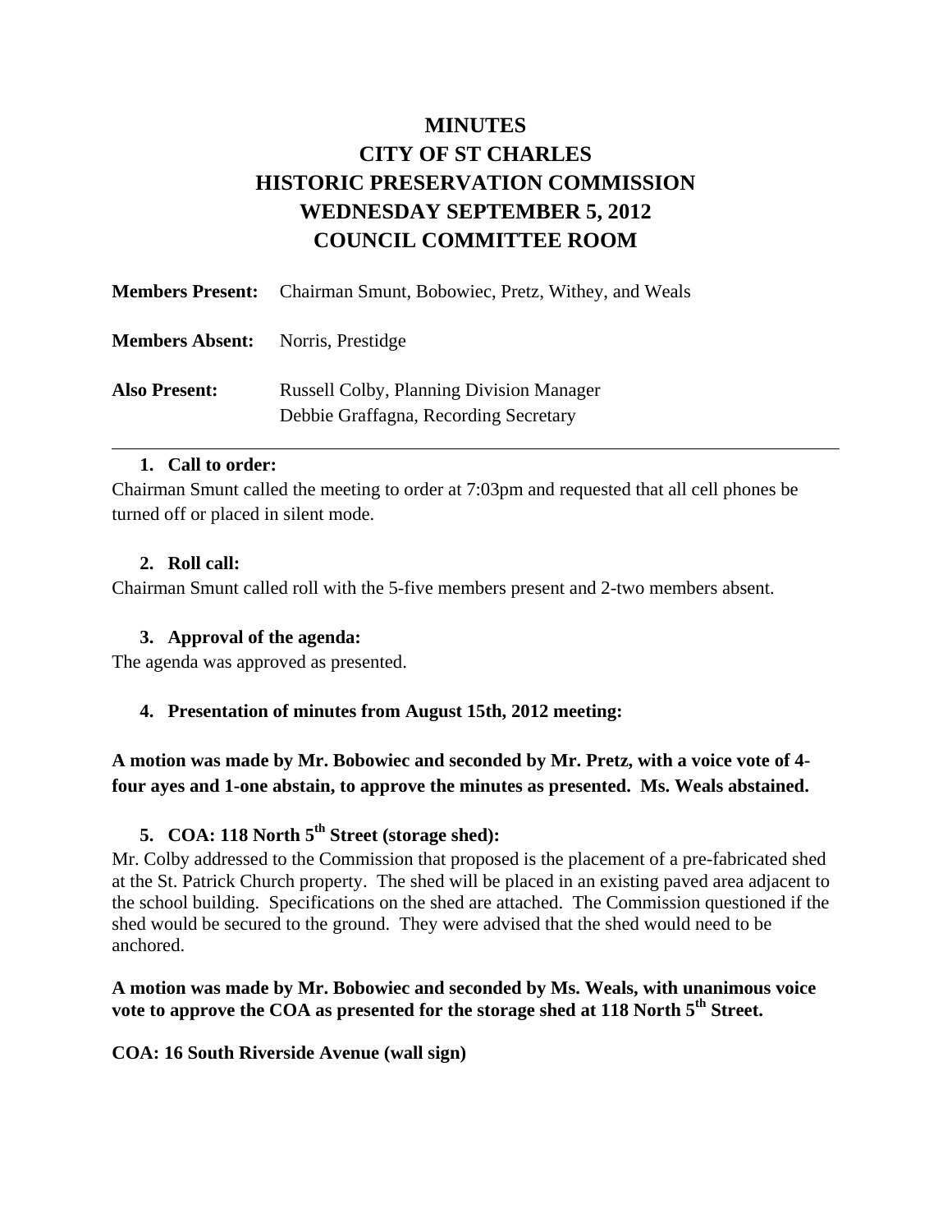# MINUTES
# CITY OF ST CHARLES
# HISTORIC PRESERVATION COMMISSION
# WEDNESDAY SEPTEMBER 5, 2012
# COUNCIL COMMITTEE ROOM

**Members Present:** Chairman Smunt, Bobowiec, Pretz, Withey, and Weals

**Members Absent:** Norris, Prestidge

**Also Present:** Russell Colby, Planning Division Manager
Debbie Graffagna, Recording Secretary

---

1. **Call to order:**

Chairman Smunt called the meeting to order at 7:03pm and requested that all cell phones be turned off or placed in silent mode.

2. **Roll call:**

Chairman Smunt called roll with the 5-five members present and 2-two members absent.

3. **Approval of the agenda:**

The agenda was approved as presented.

4. **Presentation of minutes from August 15th, 2012 meeting:**

**A motion was made by Mr. Bobowiec and seconded by Mr. Pretz, with a voice vote of 4-four ayes and 1-one abstain, to approve the minutes as presented. Ms. Weals abstained.**

5. **COA: 118 North 5th Street (storage shed):**

Mr. Colby addressed to the Commission that proposed is the placement of a pre-fabricated shed at the St. Patrick Church property. The shed will be placed in an existing paved area adjacent to the school building. Specifications on the shed are attached. The Commission questioned if the shed would be secured to the ground. They were advised that the shed would need to be anchored.

**A motion was made by Mr. Bobowiec and seconded by Ms. Weals, with unanimous voice vote to approve the COA as presented for the storage shed at 118 North 5th Street.**

**COA: 16 South Riverside Avenue (wall sign)**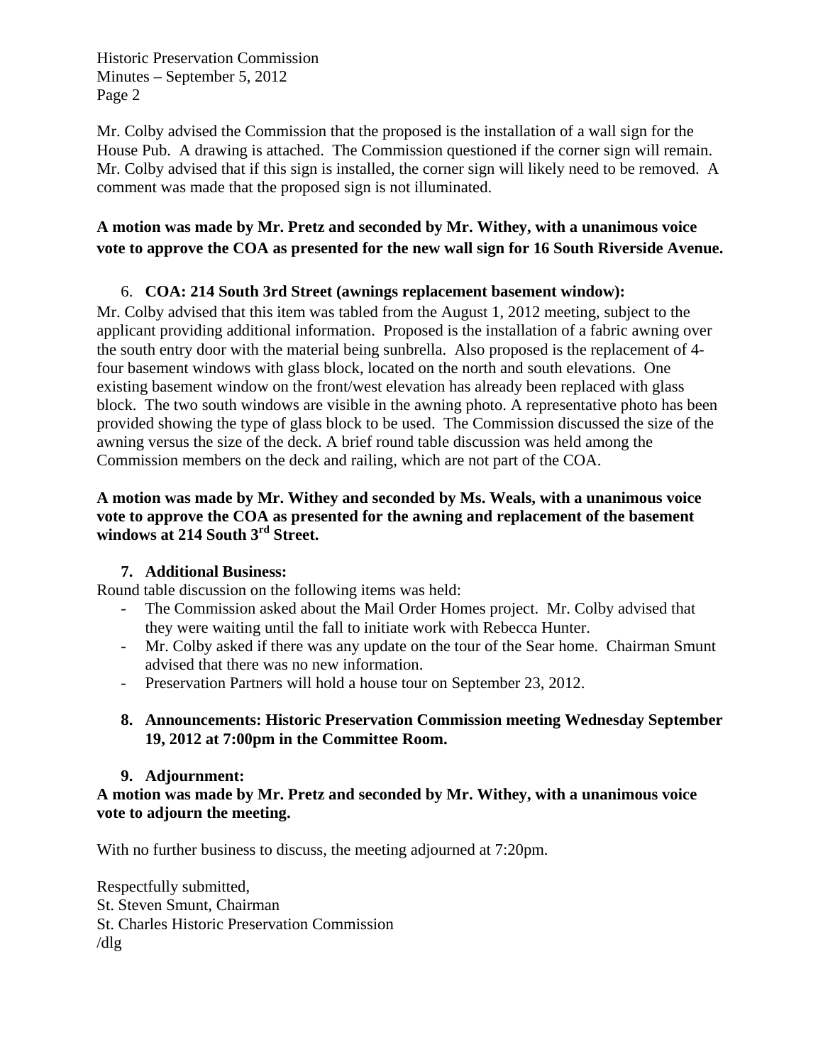Mr. Colby advised the Commission that the proposed is the installation of a wall sign for the House Pub. A drawing is attached. The Commission questioned if the corner sign will remain. Mr. Colby advised that if this sign is installed, the corner sign will likely need to be removed. A comment was made that the proposed sign is not illuminated.

**A motion was made by Mr. Pretz and seconded by Mr. Withey, with a unanimous voice vote to approve the COA as presented for the new wall sign for 16 South Riverside Avenue.**

6. **COA: 214 South 3rd Street (awnings replacement basement window):**

Mr. Colby advised that this item was tabled from the August 1, 2012 meeting, subject to the applicant providing additional information. Proposed is the installation of a fabric awning over the south entry door with the material being sunbrella. Also proposed is the replacement of 4-four basement windows with glass block, located on the north and south elevations. One existing basement window on the front/west elevation has already been replaced with glass block. The two south windows are visible in the awning photo. A representative photo has been provided showing the type of glass block to be used. The Commission discussed the size of the awning versus the size of the deck. A brief round table discussion was held among the Commission members on the deck and railing, which are not part of the COA.

**A motion was made by Mr. Withey and seconded by Ms. Weals, with a unanimous voice vote to approve the COA as presented for the awning and replacement of the basement windows at 214 South 3rd Street.**

7. **Additional Business:**

Round table discussion on the following items was held:

- The Commission asked about the Mail Order Homes project. Mr. Colby advised that they were waiting until the fall to initiate work with Rebecca Hunter.
- Mr. Colby asked if there was any update on the tour of the Sear home. Chairman Smunt advised that there was no new information.
- Preservation Partners will hold a house tour on September 23, 2012.

8. **Announcements: Historic Preservation Commission meeting Wednesday September 19, 2012 at 7:00pm in the Committee Room.**

9. **Adjournment:**

**A motion was made by Mr. Pretz and seconded by Mr. Withey, with a unanimous voice vote to adjourn the meeting.**

With no further business to discuss, the meeting adjourned at 7:20pm.

Respectfully submitted,
St. Steven Smunt, Chairman
St. Charles Historic Preservation Commission
/dlg